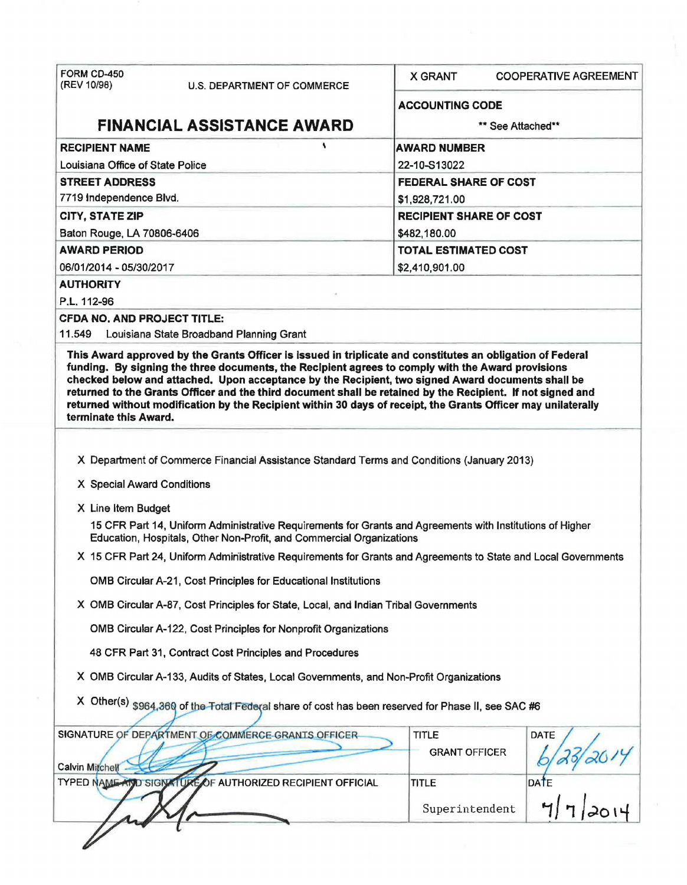| FORM CD-450 (REV 10/98) U.S. DEPARTMENT OF COMMERCE | X GRANT COOPERATIVE AGREEMENT |
|---|---|
| **FINANCIAL ASSISTANCE AWARD** | **ACCOUNTING CODE** ** See Attached** |
| **RECIPIENT NAME** Louisiana Office of State Police | **AWARD NUMBER** 22-10-S13022 |
| **STREET ADDRESS** 7719 Independence Blvd. | **FEDERAL SHARE OF COST** $1,928,721.00 |
| **CITY, STATE ZIP** Baton Rouge, LA 70806-6406 | **RECIPIENT SHARE OF COST** $482,180.00 |
| **AWARD PERIOD** 06/01/2014 - 05/30/2017 | **TOTAL ESTIMATED COST** $2,410,901.00 |

**AUTHORITY**

P.L. 112-96

**CFDA NO. AND PROJECT TITLE:**

11.549 Louisiana State Broadband Planning Grant

**This Award approved by the Grants Officer is issued in triplicate and constitutes an obligation of Federal funding. By signing the three documents, the Recipient agrees to comply with the Award provisions checked below and attached. Upon acceptance by the Recipient, two signed Award documents shall be returned to the Grants Officer and the third document shall be retained by the Recipient. If not signed and returned without modification by the Recipient within 30 days of receipt, the Grants Officer may unilaterally terminate this Award.**

X Department of Commerce Financial Assistance Standard Terms and Conditions (January 2013)

X Special Award Conditions

X Line Item Budget

15 CFR Part 14, Uniform Administrative Requirements for Grants and Agreements with Institutions of Higher Education, Hospitals, Other Non-Profit, and Commercial Organizations

X 15 CFR Part 24, Uniform Administrative Requirements for Grants and Agreements to State and Local Governments

OMB Circular A-21, Cost Principles for Educational Institutions

X OMB Circular A-87, Cost Principles for State, Local, and Indian Tribal Governments

OMB Circular A-122, Cost Principles for Nonprofit Organizations

48 CFR Part 31, Contract Cost Principles and Procedures

X OMB Circular A-133, Audits of States, Local Governments, and Non-Profit Organizations

X Other(s) $964,360 of the Total Federal share of cost has been reserved for Phase II, see SAC #6

| SIGNATURE OF DEPARTMENT OF COMMERCE GRANTS OFFICER | TITLE | DATE |
|---|---|---|
| Calvin Mitchell | GRANT OFFICER | 6/23/2014 |
| TYPED NAME AND SIGNATURE OF AUTHORIZED RECIPIENT OFFICIAL | TITLE | DATE |
| | Superintendent | 7/7/2014 |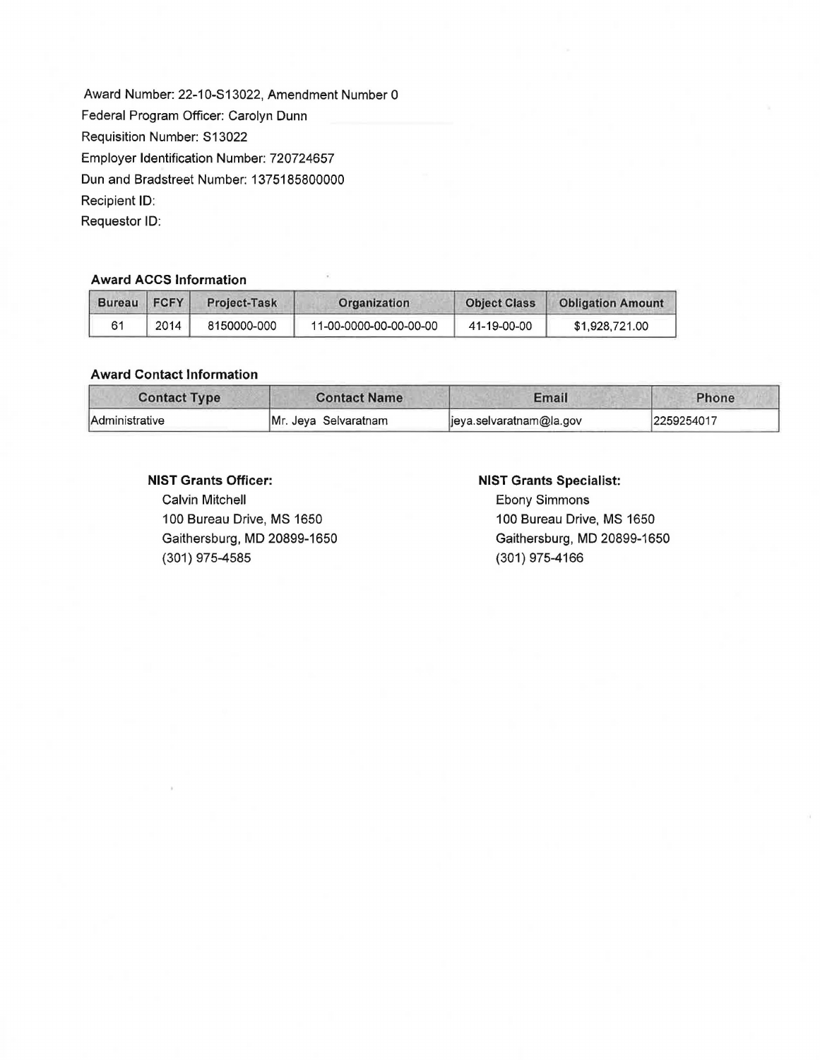Award Number: 22-10-S13022, Amendment Number 0

Federal Program Officer: Carolyn Dunn

Requisition Number: S13022

Employer Identification Number: 720724657

Dun and Bradstreet Number: 1375185800000

Recipient ID:

Requestor ID:

### Award ACCS Information

| Bureau | FCFY | Project-Task | Organization | Object Class | Obligation Amount |
|---|---|---|---|---|---|
| 61 | 2014 | 8150000-000 | 11-00-0000-00-00-00-00 | 41-19-00-00 | $1,928,721.00 |

### Award Contact Information

| Contact Type | Contact Name | Email | Phone |
|---|---|---|---|
| Administrative | Mr. Jeya Selvaratnam | jeya.selvaratnam@la.gov | 2259254017 |

**NIST Grants Officer:**

Calvin Mitchell
100 Bureau Drive, MS 1650
Gaithersburg, MD 20899-1650
(301) 975-4585

**NIST Grants Specialist:**

Ebony Simmons
100 Bureau Drive, MS 1650
Gaithersburg, MD 20899-1650
(301) 975-4166